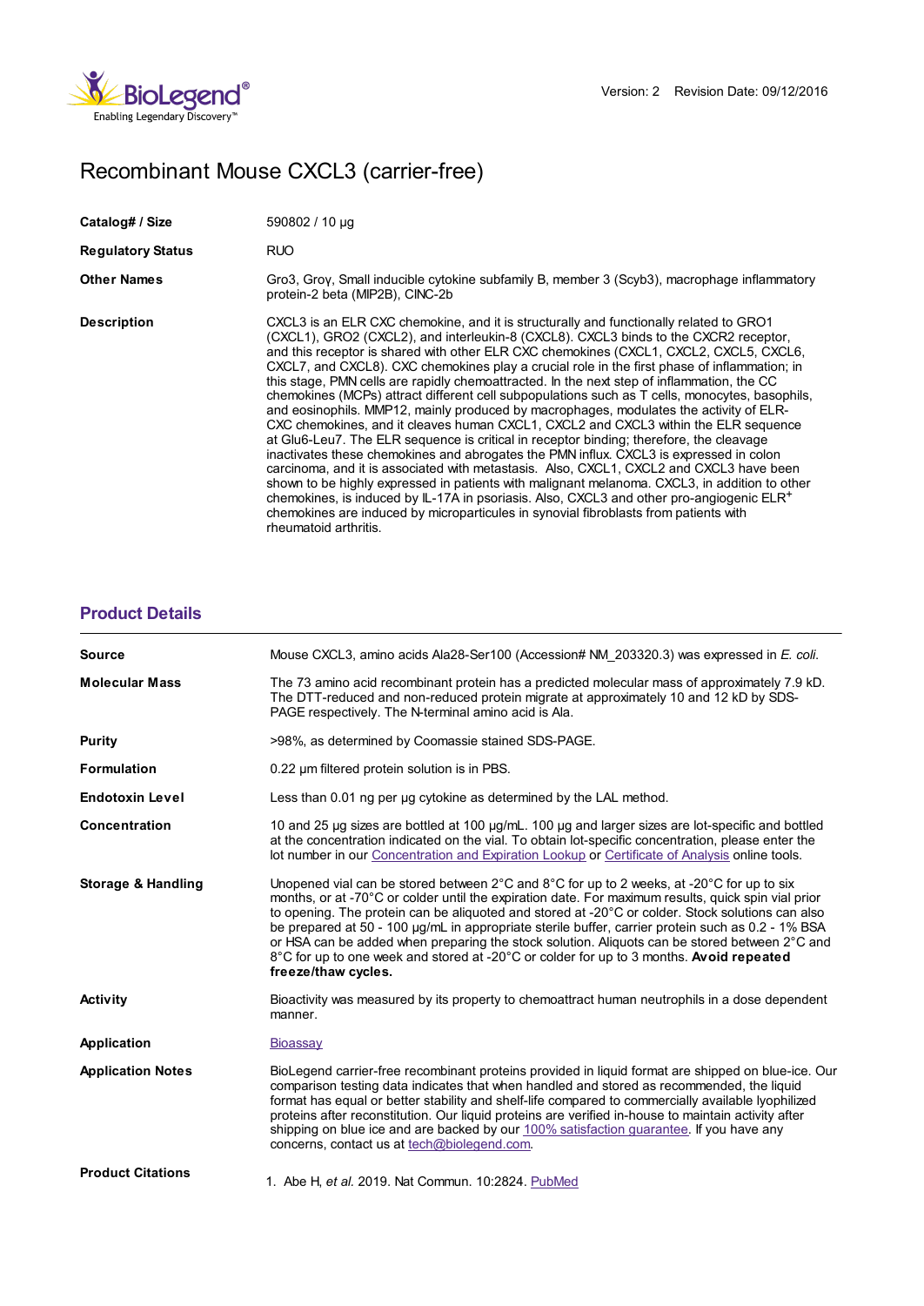Version: 2 Revision Date: 09/12/2016

# Recombinant Mouse CXCL3 (carrier-free)

| | |
|---|---|
| **Catalog# / Size** | 590802 / 10 µg |
| **Regulatory Status** | RUO |
| **Other Names** | Gro3, Groγ, Small inducible cytokine subfamily B, member 3 (Scyb3), macrophage inflammatory protein-2 beta (MIP2B), CINC-2b |
| **Description** | CXCL3 is an ELR CXC chemokine, and it is structurally and functionally related to GRO1 (CXCL1), GRO2 (CXCL2), and interleukin-8 (CXCL8). CXCL3 binds to the CXCR2 receptor, and this receptor is shared with other ELR CXC chemokines (CXCL1, CXCL2, CXCL5, CXCL6, CXCL7, and CXCL8). CXC chemokines play a crucial role in the first phase of inflammation; in this stage, PMN cells are rapidly chemoattracted. In the next step of inflammation, the CC chemokines (MCPs) attract different cell subpopulations such as T cells, monocytes, basophils, and eosinophils. MMP12, mainly produced by macrophages, modulates the activity of ELR-CXC chemokines, and it cleaves human CXCL1, CXCL2 and CXCL3 within the ELR sequence at Glu6-Leu7. The ELR sequence is critical in receptor binding; therefore, the cleavage inactivates these chemokines and abrogates the PMN influx. CXCL3 is expressed in colon carcinoma, and it is associated with metastasis. Also, CXCL1, CXCL2 and CXCL3 have been shown to be highly expressed in patients with malignant melanoma. CXCL3, in addition to other chemokines, is induced by IL-17A in psoriasis. Also, CXCL3 and other pro-angiogenic ELR$^{+}$ chemokines are induced by microparticules in synovial fibroblasts from patients with rheumatoid arthritis. |

## Product Details

| | |
|---|---|
| **Source** | Mouse CXCL3, amino acids Ala28-Ser100 (Accession# NM_203320.3) was expressed in *E. coli*. |
| **Molecular Mass** | The 73 amino acid recombinant protein has a predicted molecular mass of approximately 7.9 kD. The DTT-reduced and non-reduced protein migrate at approximately 10 and 12 kD by SDS-PAGE respectively. The N-terminal amino acid is Ala. |
| **Purity** | >98%, as determined by Coomassie stained SDS-PAGE. |
| **Formulation** | 0.22 µm filtered protein solution is in PBS. |
| **Endotoxin Level** | Less than 0.01 ng per µg cytokine as determined by the LAL method. |
| **Concentration** | 10 and 25 µg sizes are bottled at 100 µg/mL. 100 µg and larger sizes are lot-specific and bottled at the concentration indicated on the vial. To obtain lot-specific concentration, please enter the lot number in our Concentration and Expiration Lookup or Certificate of Analysis online tools. |
| **Storage & Handling** | Unopened vial can be stored between 2°C and 8°C for up to 2 weeks, at -20°C for up to six months, or at -70°C or colder until the expiration date. For maximum results, quick spin vial prior to opening. The protein can be aliquoted and stored at -20°C or colder. Stock solutions can also be prepared at 50 - 100 µg/mL in appropriate sterile buffer, carrier protein such as 0.2 - 1% BSA or HSA can be added when preparing the stock solution. Aliquots can be stored between 2°C and 8°C for up to one week and stored at -20°C or colder for up to 3 months. **Avoid repeated freeze/thaw cycles.** |
| **Activity** | Bioactivity was measured by its property to chemoattract human neutrophils in a dose dependent manner. |
| **Application** | Bioassay |
| **Application Notes** | BioLegend carrier-free recombinant proteins provided in liquid format are shipped on blue-ice. Our comparison testing data indicates that when handled and stored as recommended, the liquid format has equal or better stability and shelf-life compared to commercially available lyophilized proteins after reconstitution. Our liquid proteins are verified in-house to maintain activity after shipping on blue ice and are backed by our 100% satisfaction guarantee. If you have any concerns, contact us at tech@biolegend.com. |
| **Product Citations** | 1. Abe H, *et al.* 2019. Nat Commun. 10:2824. PubMed |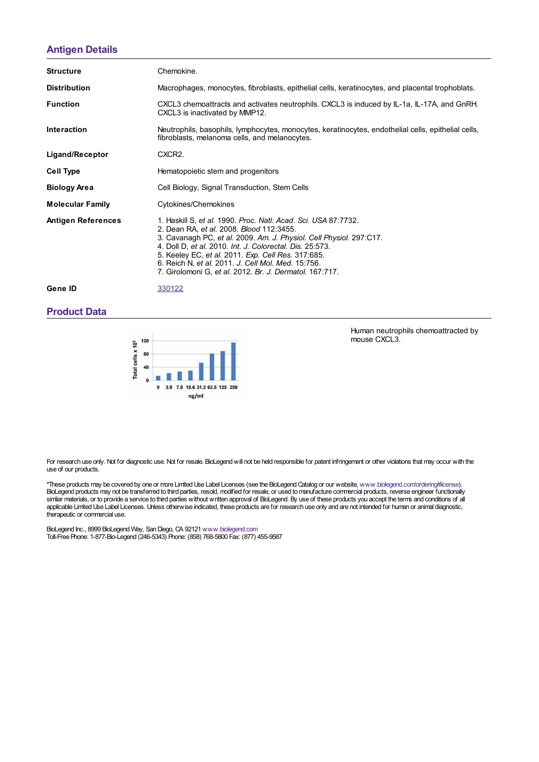## Antigen Details

| | |
|---|---|
| **Structure** | Chemokine. |
| **Distribution** | Macrophages, monocytes, fibroblasts, epithelial cells, keratinocytes, and placental trophoblats. |
| **Function** | CXCL3 chemoattracts and activates neutrophils. CXCL3 is induced by IL-1a, IL-17A, and GnRH. CXCL3 is inactivated by MMP12. |
| **Interaction** | Neutrophils, basophils, lymphocytes, monocytes, keratinocytes, endothelial cells, epithelial cells, fibroblasts, melanoma cells, and melanocytes. |
| **Ligand/Receptor** | CXCR2. |
| **Cell Type** | Hematopoietic stem and progenitors |
| **Biology Area** | Cell Biology, Signal Transduction, Stem Cells |
| **Molecular Family** | Cytokines/Chemokines |
| **Antigen References** | 1. Haskill S, *et al.* 1990. *Proc. Natl. Acad. Sci. USA* 87:7732.<br>2. Dean RA, *et al.* 2008. *Blood* 112:3455.<br>3. Cavanagh PC, *et al.* 2009. *Am. J. Physiol. Cell Physiol.* 297:C17.<br>4. Doll D, *et al.* 2010. *Int. J. Colorectal. Dis.* 25:573.<br>5. Keeley EC, *et al.* 2011. *Exp. Cell Res.* 317:685.<br>6. Reich N, *et al.* 2011. *J. Cell Mol. Med.* 15:756.<br>7. Girolomoni G, *et al.* 2012. *Br. J. Dermatol.* 167:717. |
| **Gene ID** | 330122 |

## Product Data

Total cells x $10^3$

120
80
40
0

0 3.9 7.8 15.6 31.3 62.5 125 250

ng/ml

Human neutrophils chemoattracted by mouse CXCL3.

For research use only. Not for diagnostic use. Not for resale. BioLegend will not be held responsible for patent infringement or other violations that may occur with the use of our products.

*These products may be covered by one or more Limited Use Label Licenses (see the BioLegend Catalog or our website, www.biolegend.com/ordering#license). BioLegend products may not be transferred to third parties, resold, modified for resale, or used to manufacture commercial products, reverse engineer functionally similar materials, or to provide a service to third parties without written approval of BioLegend. By use of these products you accept the terms and conditions of all applicable Limited Use Label Licenses. Unless otherwise indicated, these products are for research use only and are not intended for human or animal diagnostic, therapeutic or commercial use.

BioLegend Inc., 8999 BioLegend Way, San Diego, CA 92121 www.biolegend.com
Toll-Free Phone: 1-877-Bio-Legend (246-5343) Phone: (858) 768-5800 Fax: (877) 455-9587